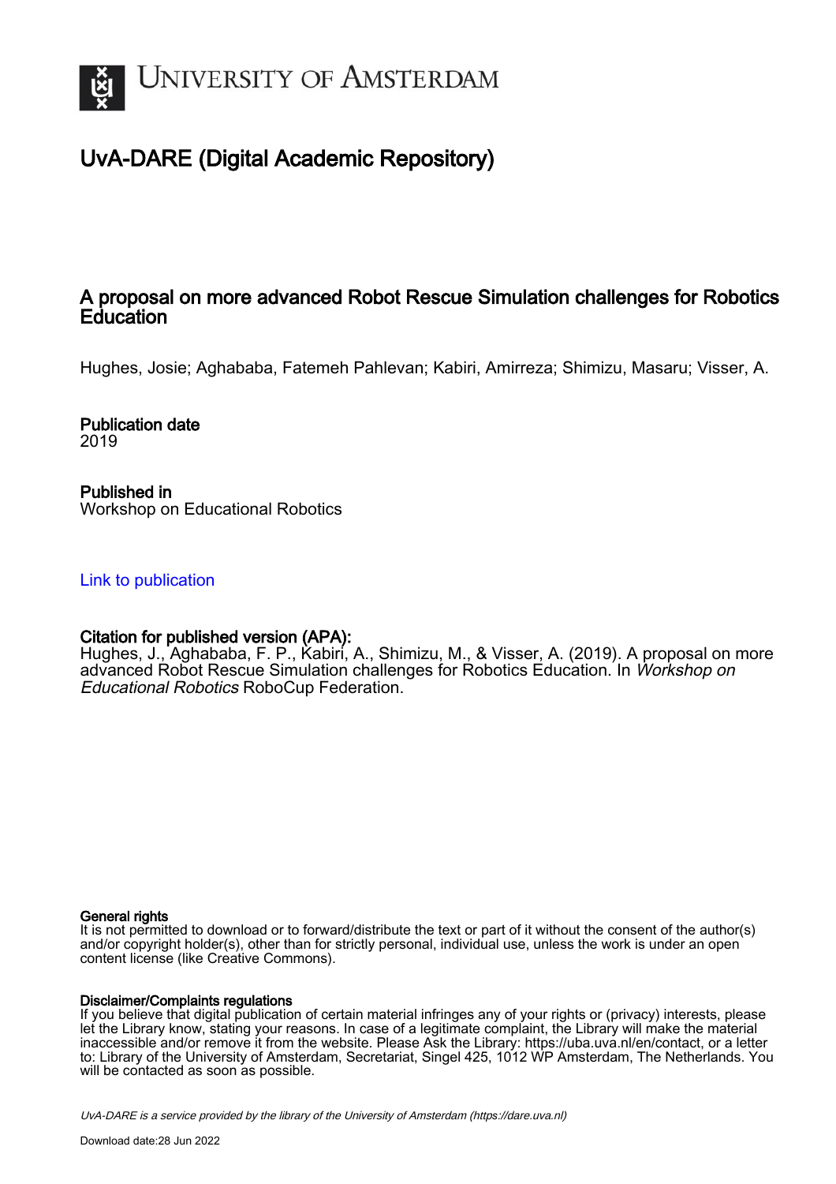# UNIVERSITY OF AMSTERDAM

## UvA-DARE (Digital Academic Repository)

### A proposal on more advanced Robot Rescue Simulation challenges for Robotics Education

Hughes, Josie; Aghababa, Fatemeh Pahlevan; Kabiri, Amirreza; Shimizu, Masaru; Visser, A.

**Publication date**
2019

**Published in**
Workshop on Educational Robotics

Link to publication

**Citation for published version (APA):**
Hughes, J., Aghababa, F. P., Kabiri, A., Shimizu, M., & Visser, A. (2019). A proposal on more advanced Robot Rescue Simulation challenges for Robotics Education. In *Workshop on Educational Robotics* RoboCup Federation.

**General rights**
It is not permitted to download or to forward/distribute the text or part of it without the consent of the author(s) and/or copyright holder(s), other than for strictly personal, individual use, unless the work is under an open content license (like Creative Commons).

**Disclaimer/Complaints regulations**
If you believe that digital publication of certain material infringes any of your rights or (privacy) interests, please let the Library know, stating your reasons. In case of a legitimate complaint, the Library will make the material inaccessible and/or remove it from the website. Please Ask the Library: https://uba.uva.nl/en/contact, or a letter to: Library of the University of Amsterdam, Secretariat, Singel 425, 1012 WP Amsterdam, The Netherlands. You will be contacted as soon as possible.

UvA-DARE is a service provided by the library of the University of Amsterdam (https://dare.uva.nl)

Download date:28 Jun 2022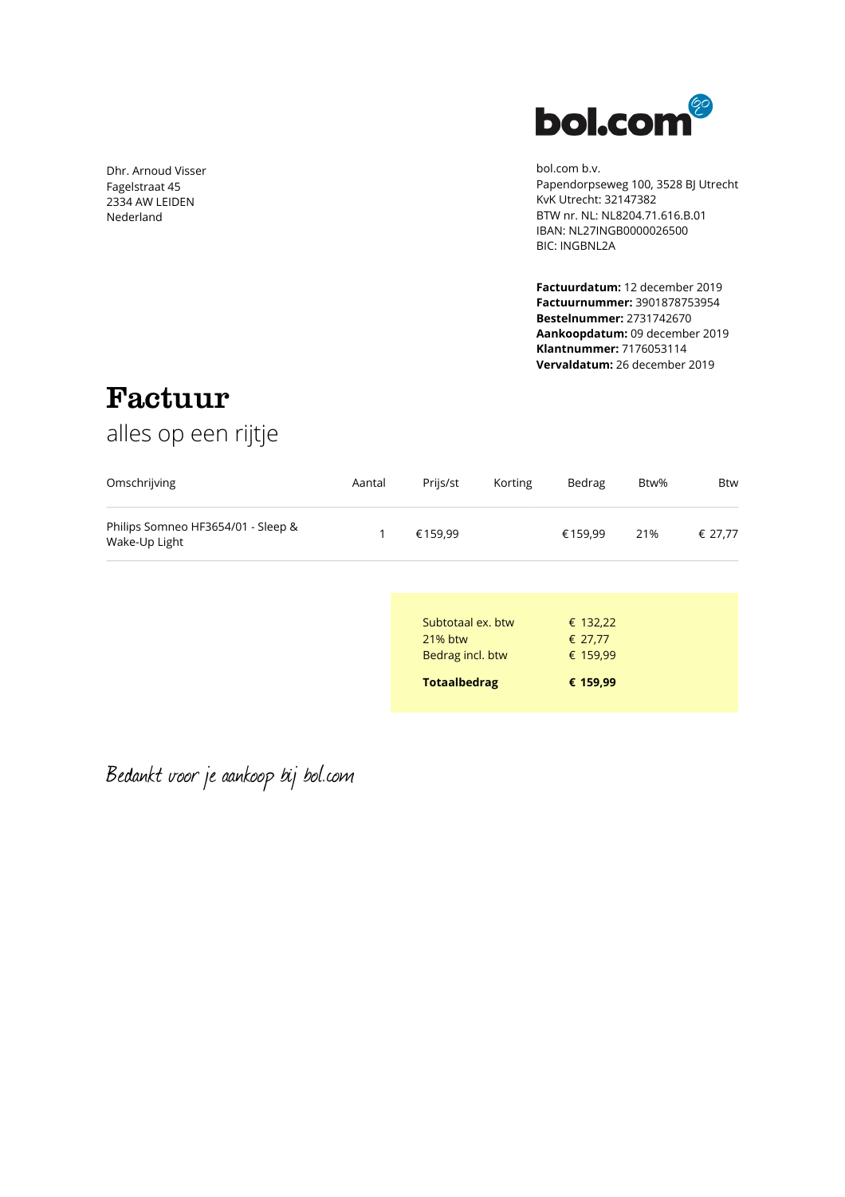Dhr. Arnoud Visser
Fagelstraat 45
2334 AW LEIDEN
Nederland

bol.com b.v.
Papendorpseweg 100, 3528 BJ Utrecht
KvK Utrecht: 32147382
BTW nr. NL: NL8204.71.616.B.01
IBAN: NL27INGB0000026500
BIC: INGBNL2A

**Factuurdatum:** 12 december 2019
**Factuurnummer:** 3901878753954
**Bestelnummer:** 2731742670
**Aankoopdatum:** 09 december 2019
**Klantnummer:** 7176053114
**Vervaldatum:** 26 december 2019

# Factuur

alles op een rijtje

| Omschrijving | Aantal | Prijs/st | Korting | Bedrag | Btw% | Btw |
|---|---|---|---|---|---|---|
| Philips Somneo HF3654/01 - Sleep & Wake-Up Light | 1 | €159,99 | | €159,99 | 21% | € 27,77 |

| | |
|---|---|
| Subtotaal ex. btw | € 132,22 |
| 21% btw | € 27,77 |
| Bedrag incl. btw | € 159,99 |
| **Totaalbedrag** | **€ 159,99** |

*Bedankt voor je aankoop bij bol.com*